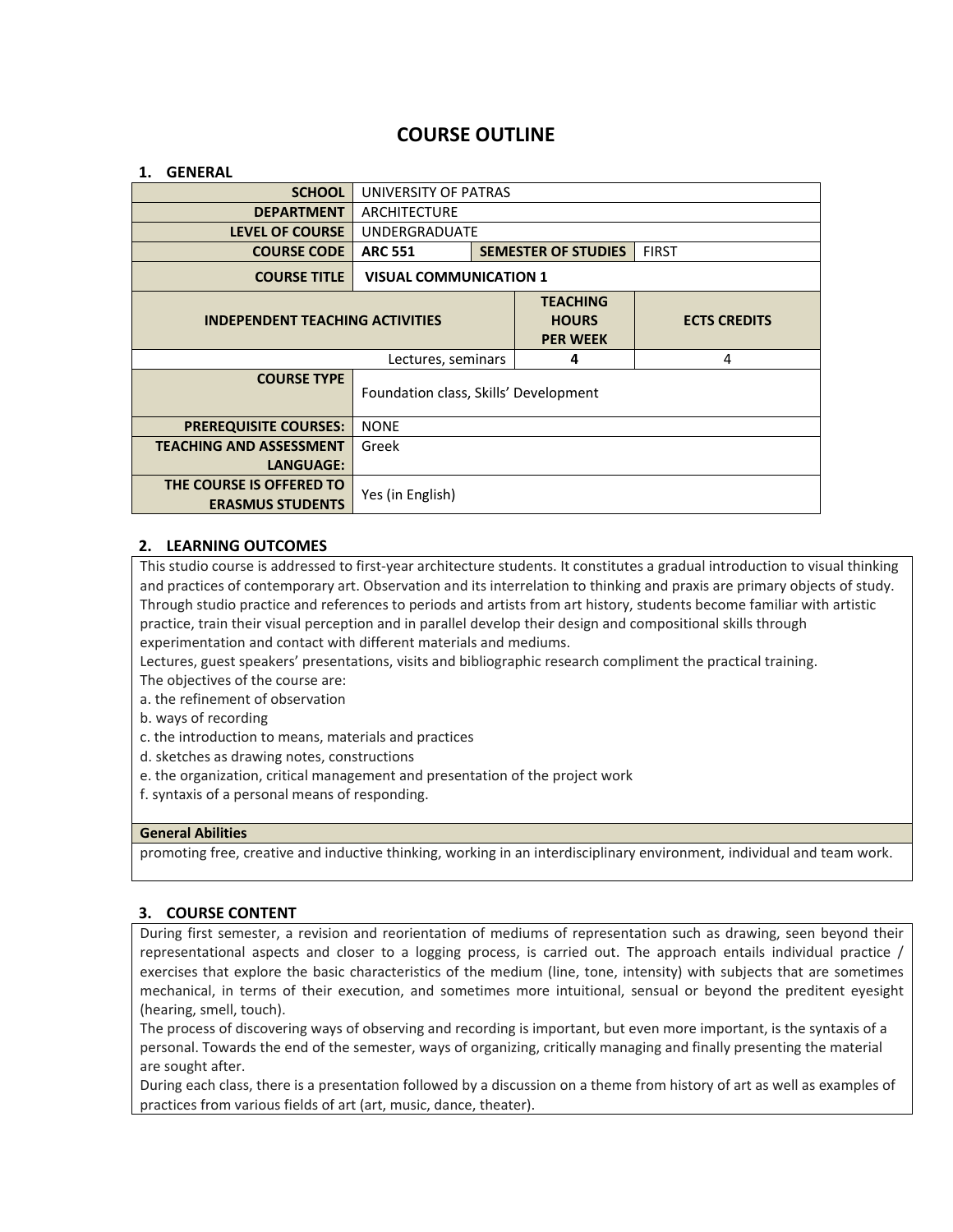# COURSE OUTLINE

## 1. GENERAL

| | | | |
|---|---|---|---|
| **SCHOOL** | UNIVERSITY OF PATRAS | | |
| **DEPARTMENT** | ARCHITECTURE | | |
| **LEVEL OF COURSE** | UNDERGRADUATE | | |
| **COURSE CODE** | **ARC 551** | **SEMESTER OF STUDIES** | FIRST |
| **COURSE TITLE** | **VISUAL COMMUNICATION 1** | | |

| **INDEPENDENT TEACHING ACTIVITIES** | **TEACHING HOURS PER WEEK** | **ECTS CREDITS** |
|---|---|---|
| Lectures, seminars | **4** | 4 |

| | |
|---|---|
| **COURSE TYPE** | Foundation class, Skills' Development |
| **PREREQUISITE COURSES:** | NONE |
| **TEACHING AND ASSESSMENT LANGUAGE:** | Greek |
| **THE COURSE IS OFFERED TO ERASMUS STUDENTS** | Yes (in English) |

## 2. LEARNING OUTCOMES

This studio course is addressed to first-year architecture students. It constitutes a gradual introduction to visual thinking and practices of contemporary art. Observation and its interrelation to thinking and praxis are primary objects of study. Through studio practice and references to periods and artists from art history, students become familiar with artistic practice, train their visual perception and in parallel develop their design and compositional skills through experimentation and contact with different materials and mediums.

Lectures, guest speakers' presentations, visits and bibliographic research compliment the practical training.

The objectives of the course are:

a. the refinement of observation
b. ways of recording
c. the introduction to means, materials and practices
d. sketches as drawing notes, constructions
e. the organization, critical management and presentation of the project work
f. syntaxis of a personal means of responding.

**General Abilities**

promoting free, creative and inductive thinking, working in an interdisciplinary environment, individual and team work.

## 3. COURSE CONTENT

During first semester, a revision and reorientation of mediums of representation such as drawing, seen beyond their representational aspects and closer to a logging process, is carried out. The approach entails individual practice / exercises that explore the basic characteristics of the medium (line, tone, intensity) with subjects that are sometimes mechanical, in terms of their execution, and sometimes more intuitional, sensual or beyond the preditent eyesight (hearing, smell, touch).

The process of discovering ways of observing and recording is important, but even more important, is the syntaxis of a personal. Towards the end of the semester, ways of organizing, critically managing and finally presenting the material are sought after.

During each class, there is a presentation followed by a discussion on a theme from history of art as well as examples of practices from various fields of art (art, music, dance, theater).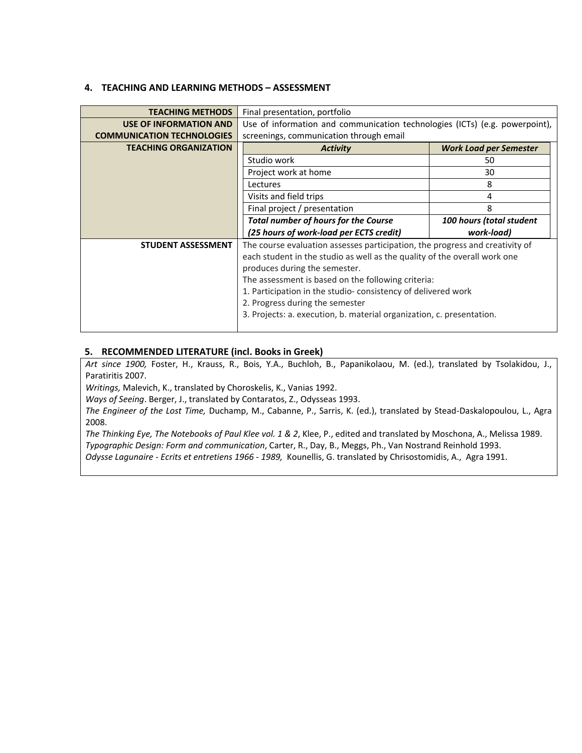## 4. TEACHING AND LEARNING METHODS – ASSESSMENT

| | |
|---|---|
| **TEACHING METHODS** | Final presentation, portfolio |
| **USE OF INFORMATION AND COMMUNICATION TECHNOLOGIES** | Use of information and communication technologies (ICTs) (e.g. powerpoint), screenings, communication through email |
| **TEACHING ORGANIZATION** | |

| ***Activity*** | ***Work Load per Semester*** |
|---|---|
| Studio work | 50 |
| Project work at home | 30 |
| Lectures | 8 |
| Visits and field trips | 4 |
| Final project / presentation | 8 |
| ***Total number of hours for the Course (25 hours of work-load per ECTS credit)*** | ***100 hours (total student work-load)*** |

| | |
|---|---|
| **STUDENT ASSESSMENT** | The course evaluation assesses participation, the progress and creativity of each student in the studio as well as the quality of the overall work one produces during the semester.<br>The assessment is based on the following criteria:<br>1. Participation in the studio- consistency of delivered work<br>2. Progress during the semester<br>3. Projects: a. execution, b. material organization, c. presentation. |

## 5. RECOMMENDED LITERATURE (incl. Books in Greek)

*Art since 1900,* Foster, H., Krauss, R., Bois, Y.A., Buchloh, B., Papanikolaou, M. (ed.), translated by Tsolakidou, J., Paratiritis 2007.
*Writings,* Malevich, K., translated by Choroskelis, K., Vanias 1992.
*Ways of Seeing*. Berger, J., translated by Contaratos, Z., Odysseas 1993.
*The Engineer of the Lost Time,* Duchamp, M., Cabanne, P., Sarris, K. (ed.), translated by Stead-Daskalopoulou, L., Agra 2008.
*The Thinking Eye, The Notebooks of Paul Klee vol. 1 & 2*, Klee, P., edited and translated by Moschona, A., Melissa 1989.
*Typographic Design: Form and communication*, Carter, R., Day, B., Meggs, Ph., Van Nostrand Reinhold 1993.
*Odysse Lagunaire - Ecrits et entretiens 1966 - 1989,* Kounellis, G. translated by Chrisostomidis, A., Agra 1991.